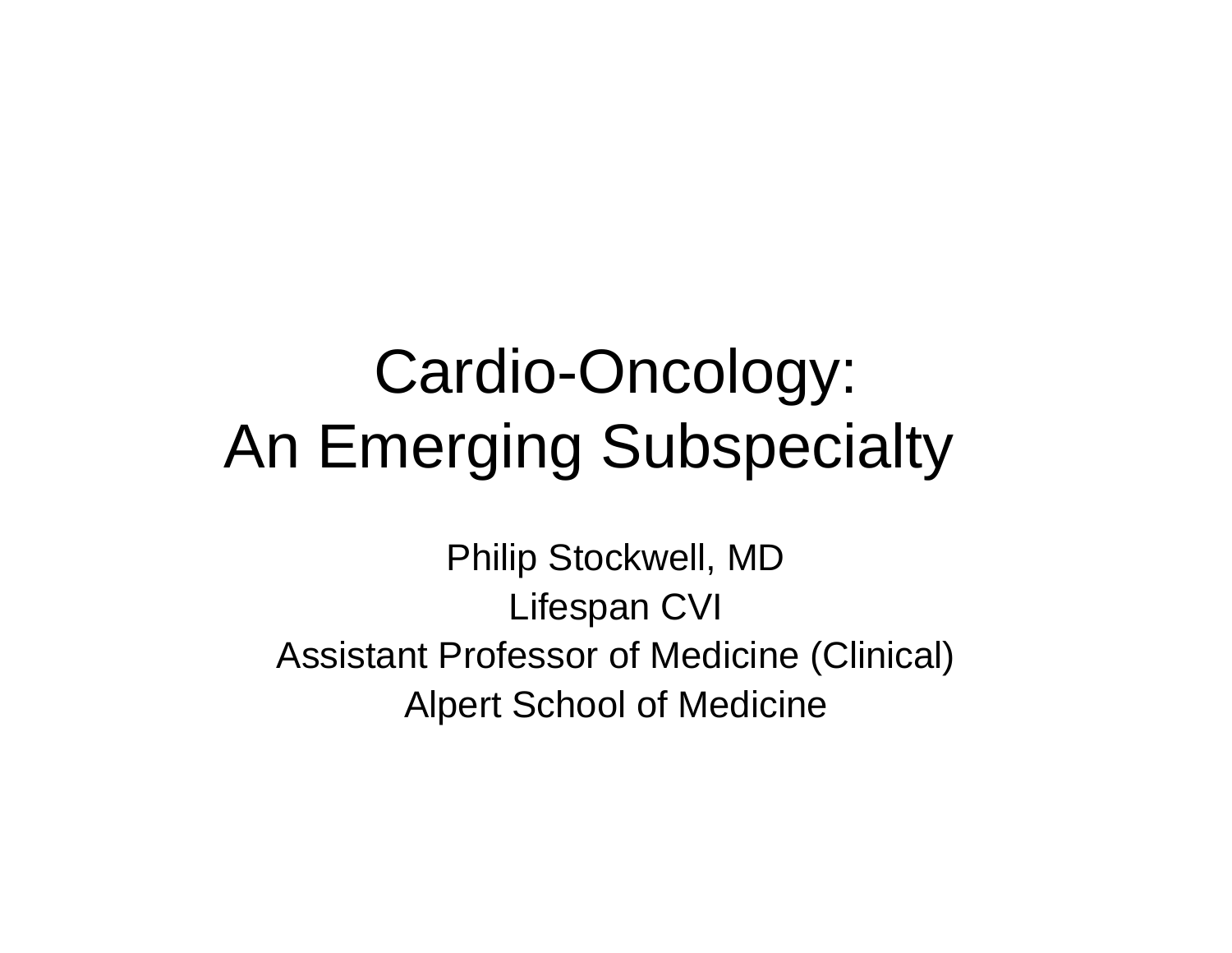# Cardio-Oncology: An Emerging Subspecialty

Philip Stockwell, MD

Lifespan CVI

Assistant Professor of Medicine (Clinical)

Alpert School of Medicine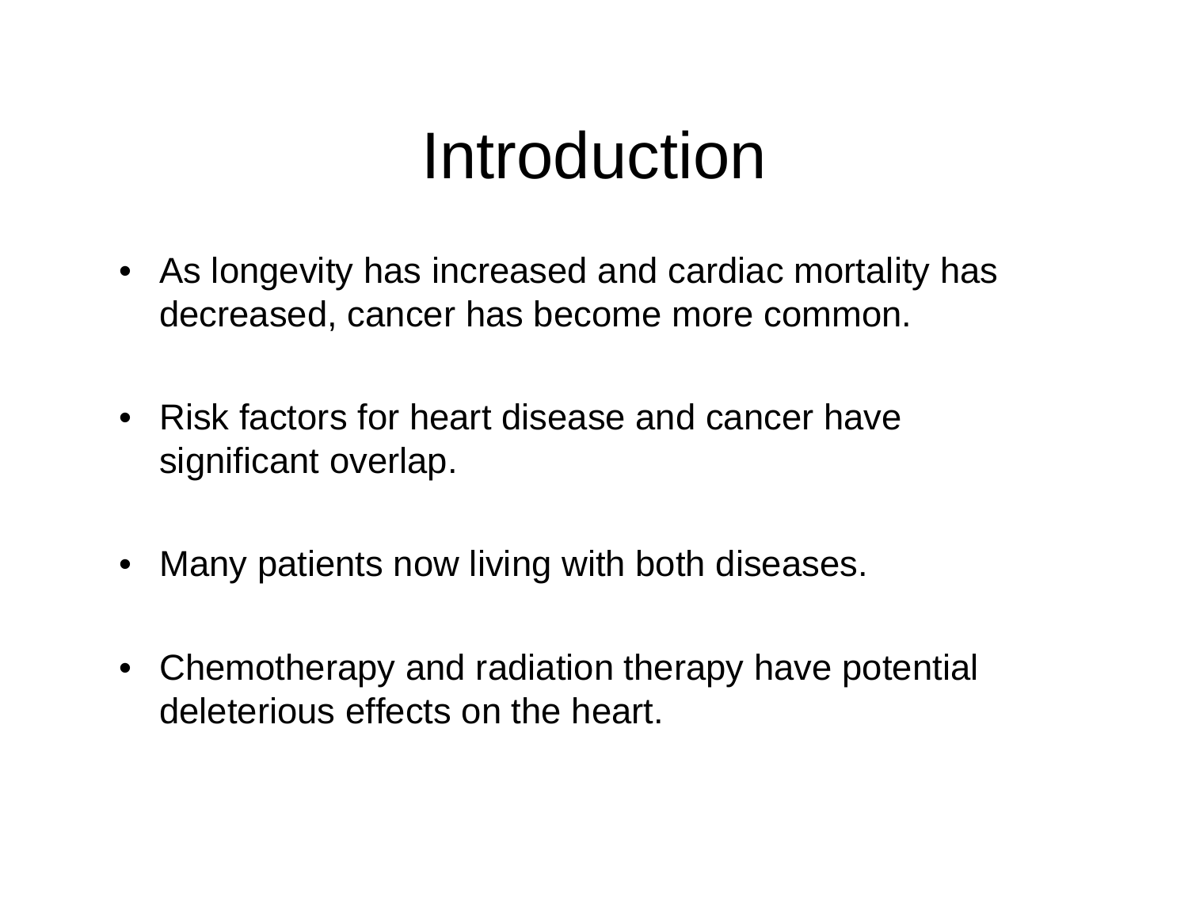# Introduction

- As longevity has increased and cardiac mortality has decreased, cancer has become more common.

- Risk factors for heart disease and cancer have significant overlap.

- Many patients now living with both diseases.

- Chemotherapy and radiation therapy have potential deleterious effects on the heart.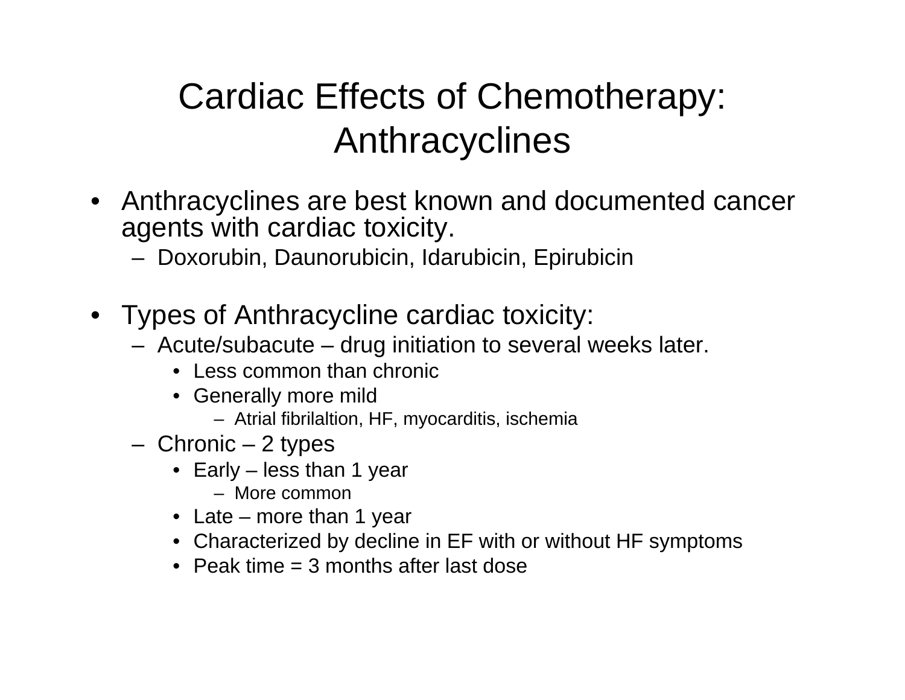# Cardiac Effects of Chemotherapy: Anthracyclines

- Anthracyclines are best known and documented cancer agents with cardiac toxicity.
  - Doxorubin, Daunorubicin, Idarubicin, Epirubicin

- Types of Anthracycline cardiac toxicity:
  - Acute/subacute – drug initiation to several weeks later.
    - Less common than chronic
    - Generally more mild
      - Atrial fibrilaltion, HF, myocarditis, ischemia
  - Chronic – 2 types
    - Early – less than 1 year
      - More common
    - Late – more than 1 year
    - Characterized by decline in EF with or without HF symptoms
    - Peak time = 3 months after last dose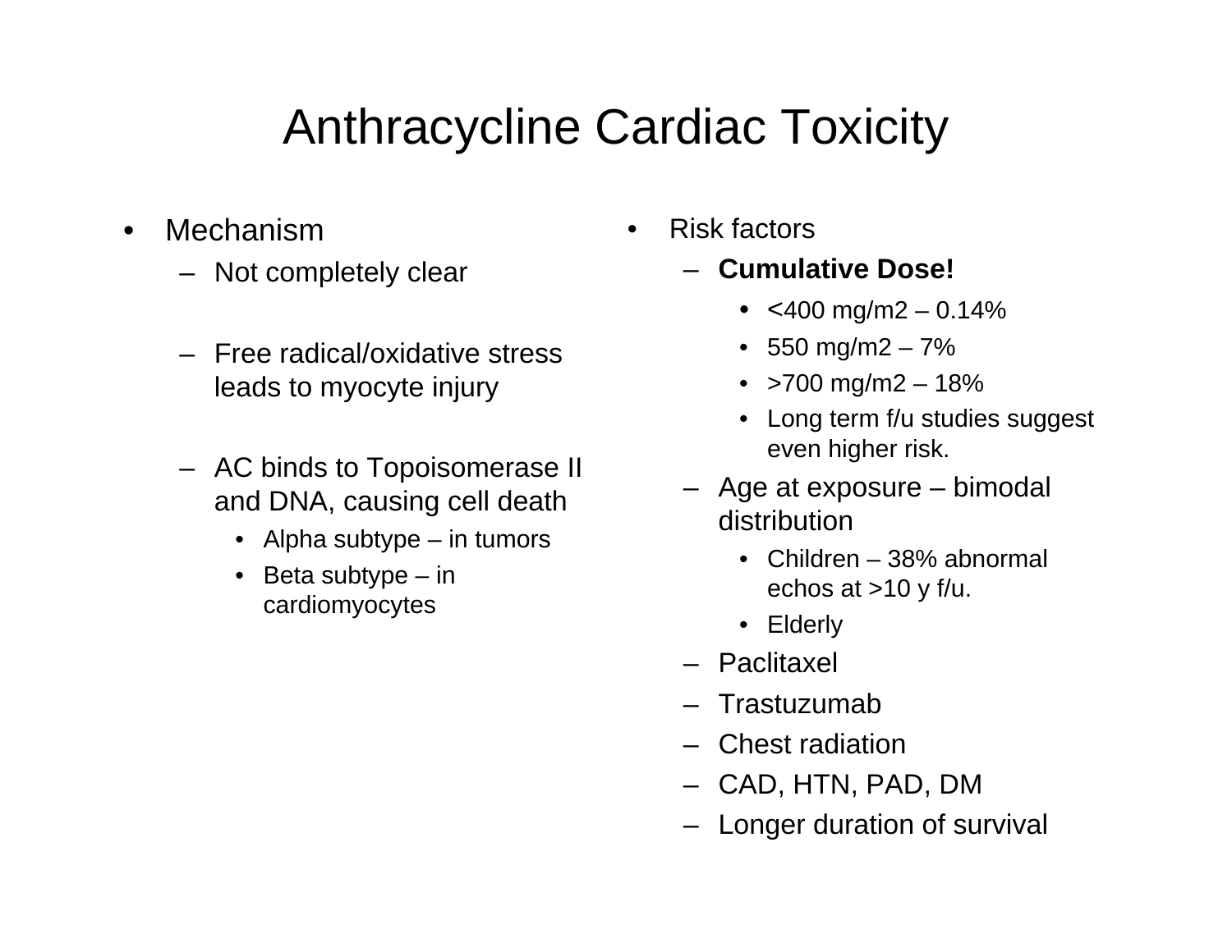# Anthracycline Cardiac Toxicity

- Mechanism
  - Not completely clear
  - Free radical/oxidative stress leads to myocyte injury
  - AC binds to Topoisomerase II and DNA, causing cell death
    - Alpha subtype – in tumors
    - Beta subtype – in cardiomyocytes

- Risk factors
  - **Cumulative Dose!**
    - <400 mg/m2 – 0.14%
    - 550 mg/m2 – 7%
    - >700 mg/m2 – 18%
    - Long term f/u studies suggest even higher risk.
  - Age at exposure – bimodal distribution
    - Children – 38% abnormal echos at >10 y f/u.
    - Elderly
  - Paclitaxel
  - Trastuzumab
  - Chest radiation
  - CAD, HTN, PAD, DM
  - Longer duration of survival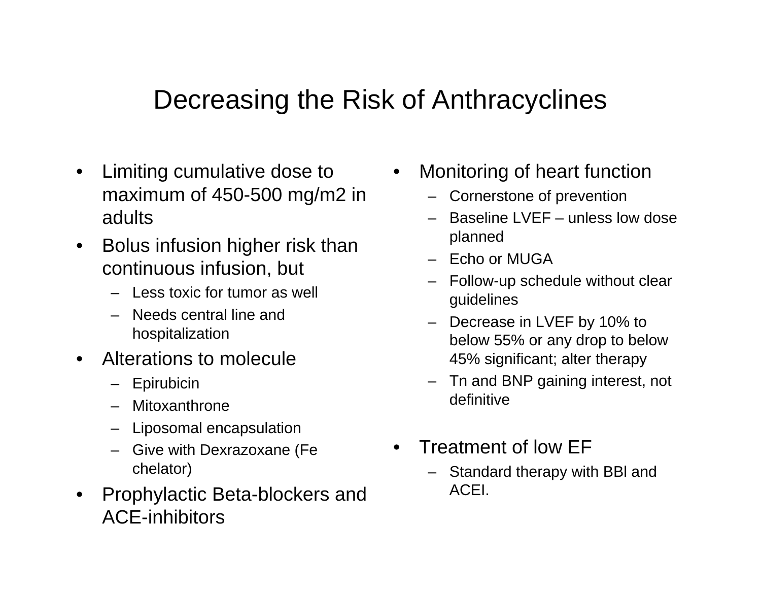# Decreasing the Risk of Anthracyclines

- Limiting cumulative dose to maximum of 450-500 mg/m2 in adults
- Bolus infusion higher risk than continuous infusion, but
  - Less toxic for tumor as well
  - Needs central line and hospitalization
- Alterations to molecule
  - Epirubicin
  - Mitoxanthrone
  - Liposomal encapsulation
  - Give with Dexrazoxane (Fe chelator)
- Prophylactic Beta-blockers and ACE-inhibitors

- Monitoring of heart function
  - Cornerstone of prevention
  - Baseline LVEF – unless low dose planned
  - Echo or MUGA
  - Follow-up schedule without clear guidelines
  - Decrease in LVEF by 10% to below 55% or any drop to below 45% significant; alter therapy
  - Tn and BNP gaining interest, not definitive

- Treatment of low EF
  - Standard therapy with BBl and ACEI.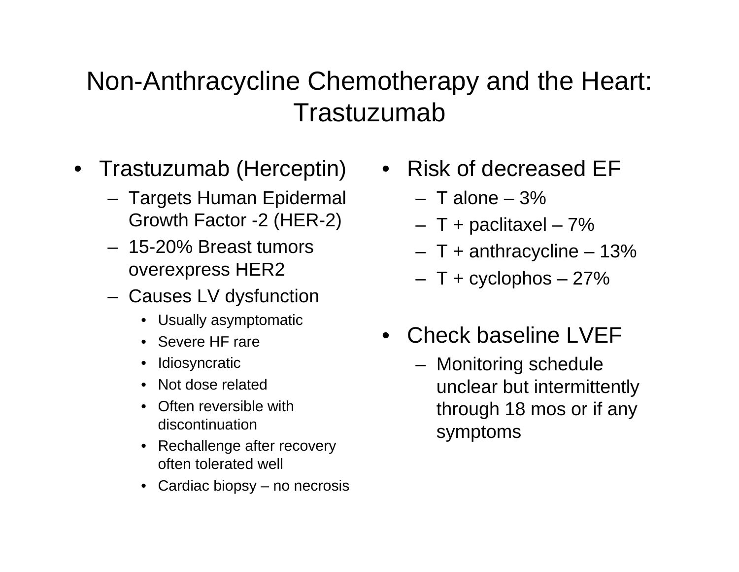# Non-Anthracycline Chemotherapy and the Heart: Trastuzumab

- Trastuzumab (Herceptin)
  - Targets Human Epidermal Growth Factor -2 (HER-2)
  - 15-20% Breast tumors overexpress HER2
  - Causes LV dysfunction
    - Usually asymptomatic
    - Severe HF rare
    - Idiosyncratic
    - Not dose related
    - Often reversible with discontinuation
    - Rechallenge after recovery often tolerated well
    - Cardiac biopsy – no necrosis

- Risk of decreased EF
  - T alone – 3%
  - T + paclitaxel – 7%
  - T + anthracycline – 13%
  - T + cyclophos – 27%

- Check baseline LVEF
  - Monitoring schedule unclear but intermittently through 18 mos or if any symptoms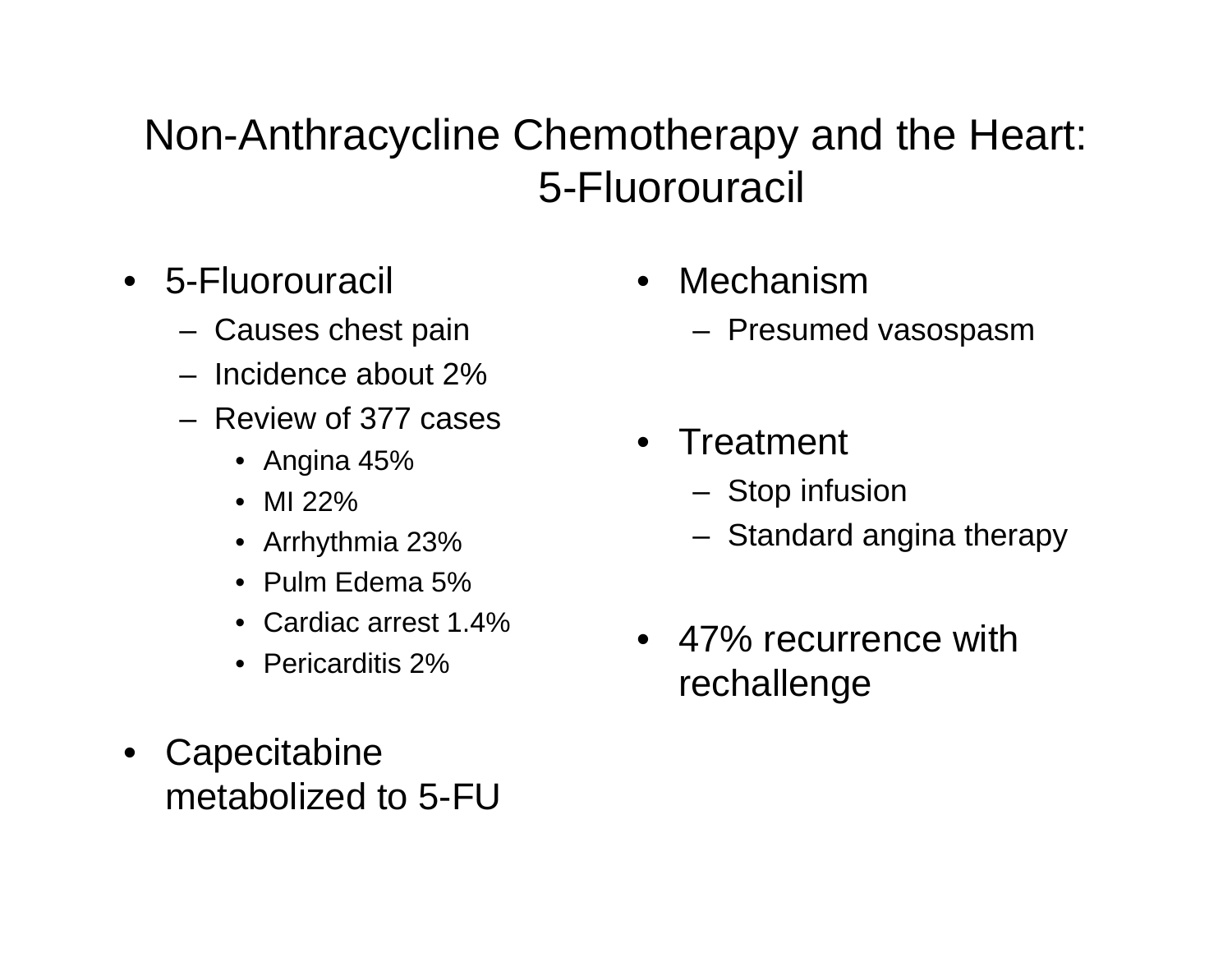# Non-Anthracycline Chemotherapy and the Heart: 5-Fluorouracil

- 5-Fluorouracil
  - Causes chest pain
  - Incidence about 2%
  - Review of 377 cases
    - Angina 45%
    - MI 22%
    - Arrhythmia 23%
    - Pulm Edema 5%
    - Cardiac arrest 1.4%
    - Pericarditis 2%
- Capecitabine metabolized to 5-FU
- Mechanism
  - Presumed vasospasm
- Treatment
  - Stop infusion
  - Standard angina therapy
- 47% recurrence with rechallenge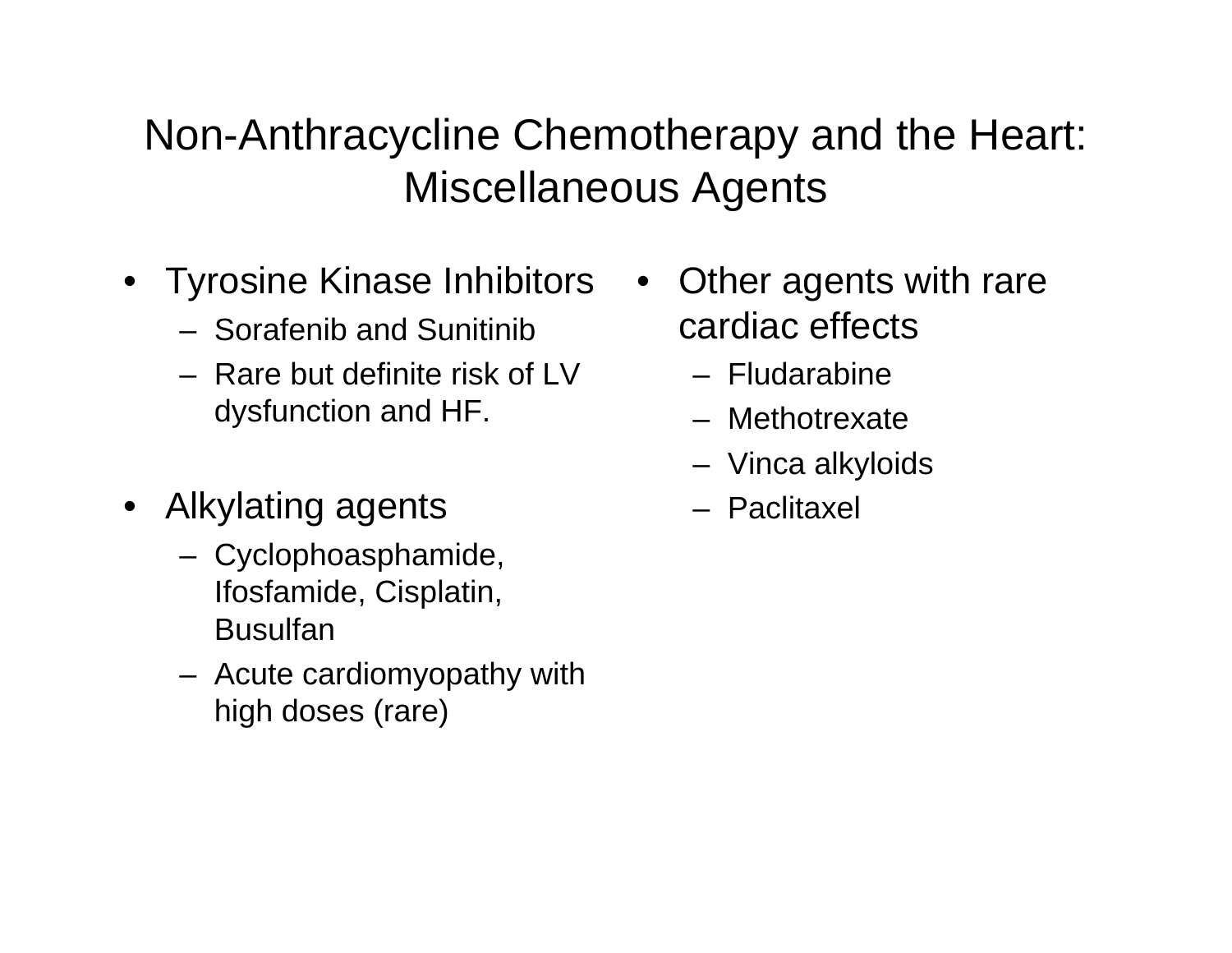# Non-Anthracycline Chemotherapy and the Heart: Miscellaneous Agents

- Tyrosine Kinase Inhibitors
  - Sorafenib and Sunitinib
  - Rare but definite risk of LV dysfunction and HF.
- Alkylating agents
  - Cyclophoasphamide, Ifosfamide, Cisplatin, Busulfan
  - Acute cardiomyopathy with high doses (rare)
- Other agents with rare cardiac effects
  - Fludarabine
  - Methotrexate
  - Vinca alkyloids
  - Paclitaxel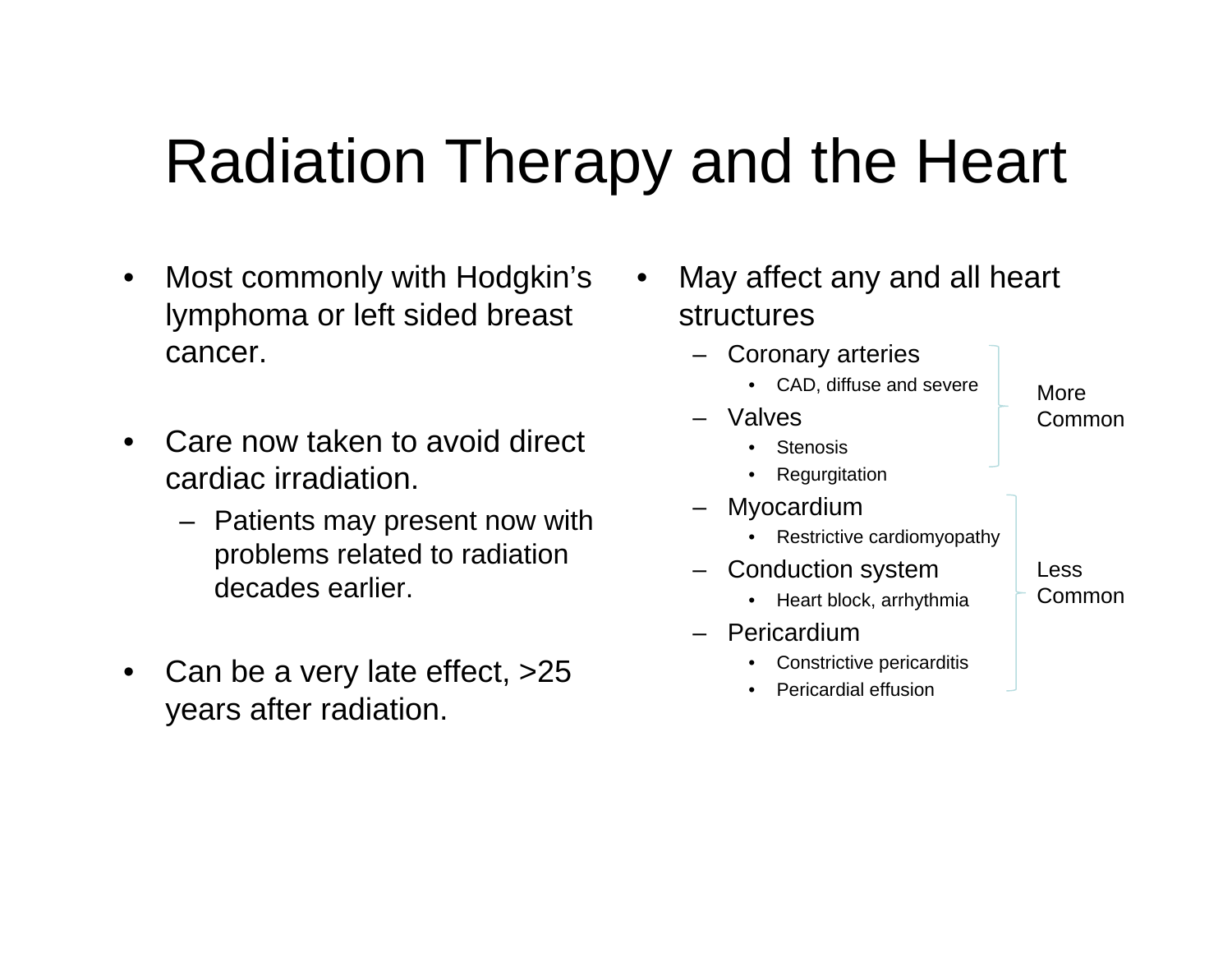# Radiation Therapy and the Heart

- Most commonly with Hodgkin's lymphoma or left sided breast cancer.
- Care now taken to avoid direct cardiac irradiation.
  - Patients may present now with problems related to radiation decades earlier.
- Can be a very late effect, >25 years after radiation.

- May affect any and all heart structures
  - **More Common:**
    - Coronary arteries
      - CAD, diffuse and severe
    - Valves
      - Stenosis
      - Regurgitation
  - **Less Common:**
    - Myocardium
      - Restrictive cardiomyopathy
    - Conduction system
      - Heart block, arrhythmia
    - Pericardium
      - Constrictive pericarditis
      - Pericardial effusion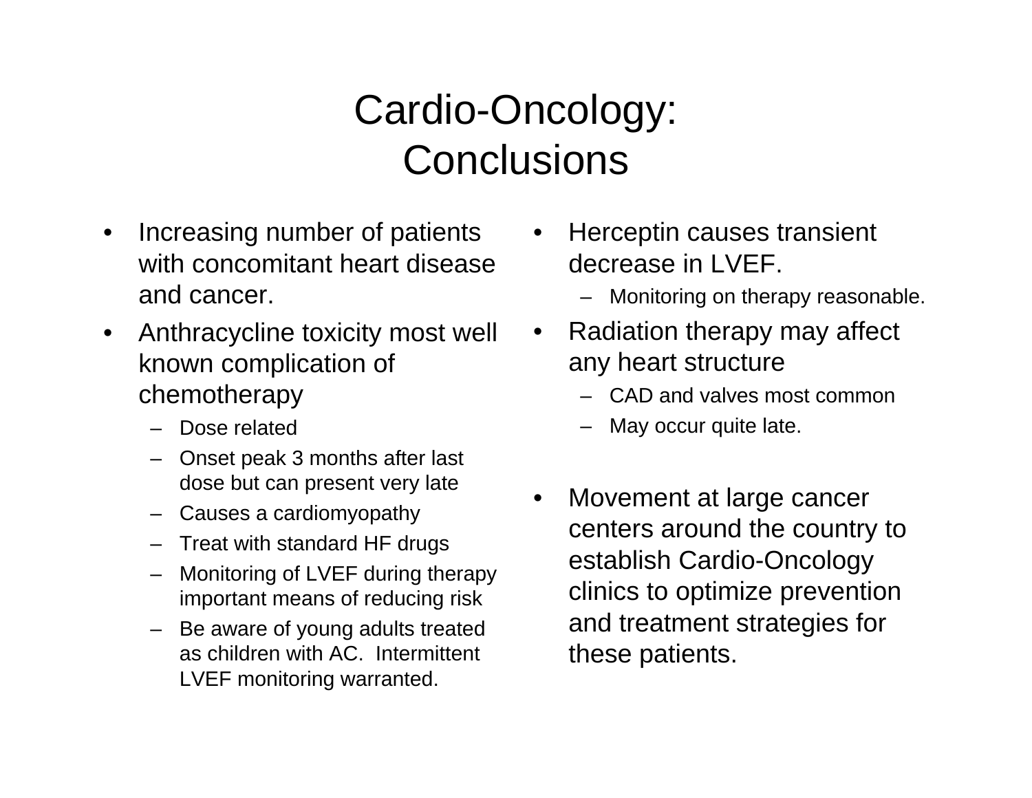# Cardio-Oncology: Conclusions

- Increasing number of patients with concomitant heart disease and cancer.
- Anthracycline toxicity most well known complication of chemotherapy
  - Dose related
  - Onset peak 3 months after last dose but can present very late
  - Causes a cardiomyopathy
  - Treat with standard HF drugs
  - Monitoring of LVEF during therapy important means of reducing risk
  - Be aware of young adults treated as children with AC. Intermittent LVEF monitoring warranted.
- Herceptin causes transient decrease in LVEF.
  - Monitoring on therapy reasonable.
- Radiation therapy may affect any heart structure
  - CAD and valves most common
  - May occur quite late.
- Movement at large cancer centers around the country to establish Cardio-Oncology clinics to optimize prevention and treatment strategies for these patients.